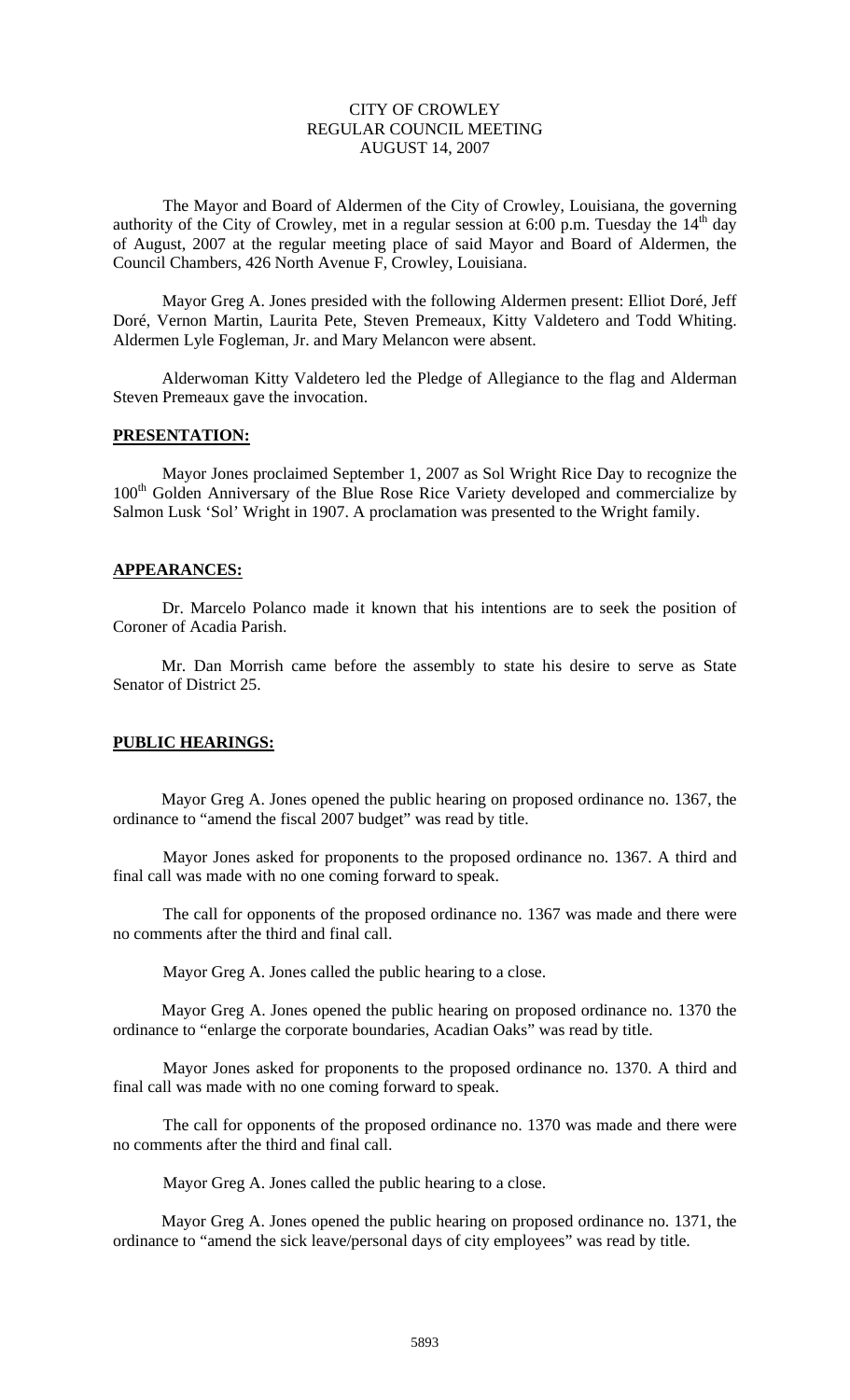CITY OF CROWLEY
REGULAR COUNCIL MEETING
AUGUST 14, 2007

The Mayor and Board of Aldermen of the City of Crowley, Louisiana, the governing authority of the City of Crowley, met in a regular session at 6:00 p.m. Tuesday the 14th day of August, 2007 at the regular meeting place of said Mayor and Board of Aldermen, the Council Chambers, 426 North Avenue F, Crowley, Louisiana.

Mayor Greg A. Jones presided with the following Aldermen present: Elliot Doré, Jeff Doré, Vernon Martin, Laurita Pete, Steven Premeaux, Kitty Valdetero and Todd Whiting. Aldermen Lyle Fogleman, Jr. and Mary Melancon were absent.

Alderwoman Kitty Valdetero led the Pledge of Allegiance to the flag and Alderman Steven Premeaux gave the invocation.

**PRESENTATION:**

Mayor Jones proclaimed September 1, 2007 as Sol Wright Rice Day to recognize the 100th Golden Anniversary of the Blue Rose Rice Variety developed and commercialize by Salmon Lusk 'Sol' Wright in 1907. A proclamation was presented to the Wright family.

**APPEARANCES:**

Dr. Marcelo Polanco made it known that his intentions are to seek the position of Coroner of Acadia Parish.

Mr. Dan Morrish came before the assembly to state his desire to serve as State Senator of District 25.

**PUBLIC HEARINGS:**

Mayor Greg A. Jones opened the public hearing on proposed ordinance no. 1367, the ordinance to "amend the fiscal 2007 budget" was read by title.

Mayor Jones asked for proponents to the proposed ordinance no. 1367. A third and final call was made with no one coming forward to speak.

The call for opponents of the proposed ordinance no. 1367 was made and there were no comments after the third and final call.

Mayor Greg A. Jones called the public hearing to a close.

Mayor Greg A. Jones opened the public hearing on proposed ordinance no. 1370 the ordinance to "enlarge the corporate boundaries, Acadian Oaks" was read by title.

Mayor Jones asked for proponents to the proposed ordinance no. 1370. A third and final call was made with no one coming forward to speak.

The call for opponents of the proposed ordinance no. 1370 was made and there were no comments after the third and final call.

Mayor Greg A. Jones called the public hearing to a close.

Mayor Greg A. Jones opened the public hearing on proposed ordinance no. 1371, the ordinance to "amend the sick leave/personal days of city employees" was read by title.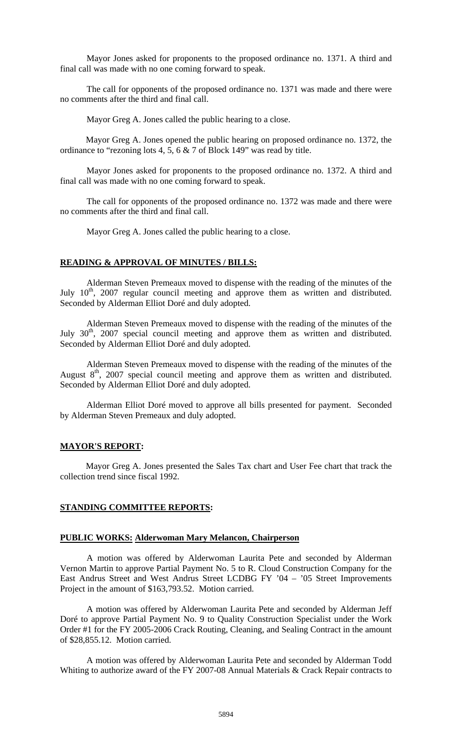Mayor Jones asked for proponents to the proposed ordinance no. 1371. A third and final call was made with no one coming forward to speak.

The call for opponents of the proposed ordinance no. 1371 was made and there were no comments after the third and final call.

Mayor Greg A. Jones called the public hearing to a close.

Mayor Greg A. Jones opened the public hearing on proposed ordinance no. 1372, the ordinance to "rezoning lots 4, 5, 6 & 7 of Block 149" was read by title.

Mayor Jones asked for proponents to the proposed ordinance no. 1372. A third and final call was made with no one coming forward to speak.

The call for opponents of the proposed ordinance no. 1372 was made and there were no comments after the third and final call.

Mayor Greg A. Jones called the public hearing to a close.

**READING & APPROVAL OF MINUTES / BILLS:**

Alderman Steven Premeaux moved to dispense with the reading of the minutes of the July 10th, 2007 regular council meeting and approve them as written and distributed. Seconded by Alderman Elliot Doré and duly adopted.

Alderman Steven Premeaux moved to dispense with the reading of the minutes of the July 30th, 2007 special council meeting and approve them as written and distributed. Seconded by Alderman Elliot Doré and duly adopted.

Alderman Steven Premeaux moved to dispense with the reading of the minutes of the August 8th, 2007 special council meeting and approve them as written and distributed. Seconded by Alderman Elliot Doré and duly adopted.

Alderman Elliot Doré moved to approve all bills presented for payment. Seconded by Alderman Steven Premeaux and duly adopted.

**MAYOR'S REPORT:**

Mayor Greg A. Jones presented the Sales Tax chart and User Fee chart that track the collection trend since fiscal 1992.

**STANDING COMMITTEE REPORTS:**

**PUBLIC WORKS: Alderwoman Mary Melancon, Chairperson**

A motion was offered by Alderwoman Laurita Pete and seconded by Alderman Vernon Martin to approve Partial Payment No. 5 to R. Cloud Construction Company for the East Andrus Street and West Andrus Street LCDBG FY '04 – '05 Street Improvements Project in the amount of $163,793.52. Motion carried.

A motion was offered by Alderwoman Laurita Pete and seconded by Alderman Jeff Doré to approve Partial Payment No. 9 to Quality Construction Specialist under the Work Order #1 for the FY 2005-2006 Crack Routing, Cleaning, and Sealing Contract in the amount of $28,855.12. Motion carried.

A motion was offered by Alderwoman Laurita Pete and seconded by Alderman Todd Whiting to authorize award of the FY 2007-08 Annual Materials & Crack Repair contracts to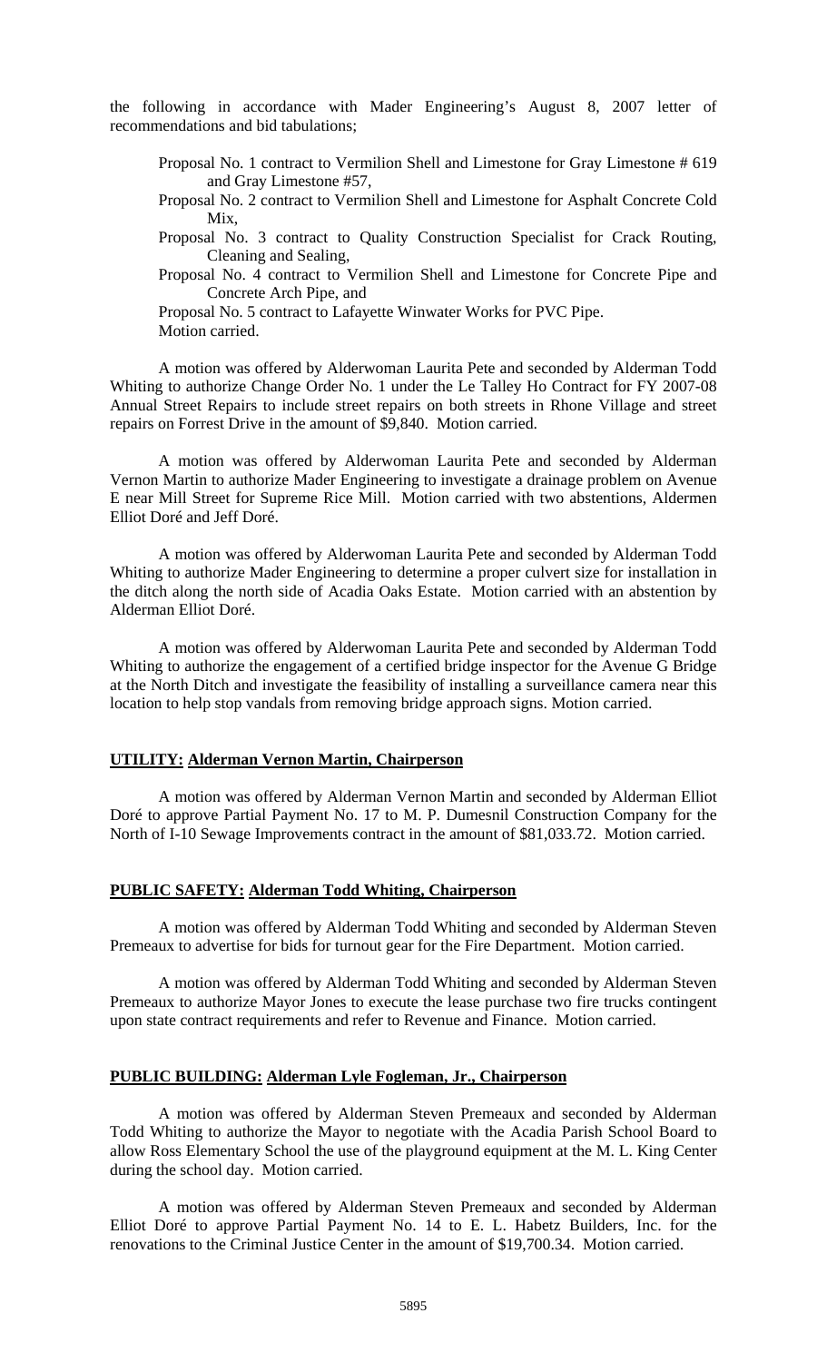the following in accordance with Mader Engineering's August 8, 2007 letter of recommendations and bid tabulations;

Proposal No. 1 contract to Vermilion Shell and Limestone for Gray Limestone # 619 and Gray Limestone #57,

Proposal No. 2 contract to Vermilion Shell and Limestone for Asphalt Concrete Cold Mix,

Proposal No. 3 contract to Quality Construction Specialist for Crack Routing, Cleaning and Sealing,

Proposal No. 4 contract to Vermilion Shell and Limestone for Concrete Pipe and Concrete Arch Pipe, and

Proposal No. 5 contract to Lafayette Winwater Works for PVC Pipe.

Motion carried.

A motion was offered by Alderwoman Laurita Pete and seconded by Alderman Todd Whiting to authorize Change Order No. 1 under the Le Talley Ho Contract for FY 2007-08 Annual Street Repairs to include street repairs on both streets in Rhone Village and street repairs on Forrest Drive in the amount of $9,840. Motion carried.

A motion was offered by Alderwoman Laurita Pete and seconded by Alderman Vernon Martin to authorize Mader Engineering to investigate a drainage problem on Avenue E near Mill Street for Supreme Rice Mill. Motion carried with two abstentions, Aldermen Elliot Doré and Jeff Doré.

A motion was offered by Alderwoman Laurita Pete and seconded by Alderman Todd Whiting to authorize Mader Engineering to determine a proper culvert size for installation in the ditch along the north side of Acadia Oaks Estate. Motion carried with an abstention by Alderman Elliot Doré.

A motion was offered by Alderwoman Laurita Pete and seconded by Alderman Todd Whiting to authorize the engagement of a certified bridge inspector for the Avenue G Bridge at the North Ditch and investigate the feasibility of installing a surveillance camera near this location to help stop vandals from removing bridge approach signs. Motion carried.

**UTILITY: Alderman Vernon Martin, Chairperson**

A motion was offered by Alderman Vernon Martin and seconded by Alderman Elliot Doré to approve Partial Payment No. 17 to M. P. Dumesnil Construction Company for the North of I-10 Sewage Improvements contract in the amount of $81,033.72. Motion carried.

**PUBLIC SAFETY: Alderman Todd Whiting, Chairperson**

A motion was offered by Alderman Todd Whiting and seconded by Alderman Steven Premeaux to advertise for bids for turnout gear for the Fire Department. Motion carried.

A motion was offered by Alderman Todd Whiting and seconded by Alderman Steven Premeaux to authorize Mayor Jones to execute the lease purchase two fire trucks contingent upon state contract requirements and refer to Revenue and Finance. Motion carried.

**PUBLIC BUILDING: Alderman Lyle Fogleman, Jr., Chairperson**

A motion was offered by Alderman Steven Premeaux and seconded by Alderman Todd Whiting to authorize the Mayor to negotiate with the Acadia Parish School Board to allow Ross Elementary School the use of the playground equipment at the M. L. King Center during the school day. Motion carried.

A motion was offered by Alderman Steven Premeaux and seconded by Alderman Elliot Doré to approve Partial Payment No. 14 to E. L. Habetz Builders, Inc. for the renovations to the Criminal Justice Center in the amount of $19,700.34. Motion carried.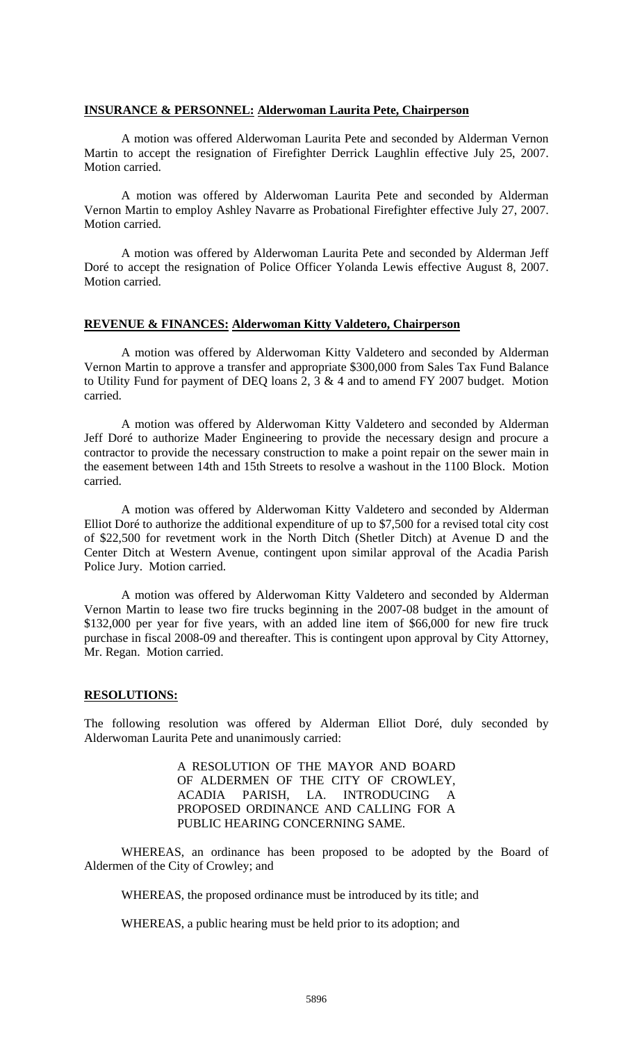**INSURANCE & PERSONNEL: Alderwoman Laurita Pete, Chairperson**

A motion was offered Alderwoman Laurita Pete and seconded by Alderman Vernon Martin to accept the resignation of Firefighter Derrick Laughlin effective July 25, 2007. Motion carried.

A motion was offered by Alderwoman Laurita Pete and seconded by Alderman Vernon Martin to employ Ashley Navarre as Probational Firefighter effective July 27, 2007. Motion carried.

A motion was offered by Alderwoman Laurita Pete and seconded by Alderman Jeff Doré to accept the resignation of Police Officer Yolanda Lewis effective August 8, 2007. Motion carried.

**REVENUE & FINANCES: Alderwoman Kitty Valdetero, Chairperson**

A motion was offered by Alderwoman Kitty Valdetero and seconded by Alderman Vernon Martin to approve a transfer and appropriate $300,000 from Sales Tax Fund Balance to Utility Fund for payment of DEQ loans 2, 3 & 4 and to amend FY 2007 budget. Motion carried.

A motion was offered by Alderwoman Kitty Valdetero and seconded by Alderman Jeff Doré to authorize Mader Engineering to provide the necessary design and procure a contractor to provide the necessary construction to make a point repair on the sewer main in the easement between 14th and 15th Streets to resolve a washout in the 1100 Block. Motion carried.

A motion was offered by Alderwoman Kitty Valdetero and seconded by Alderman Elliot Doré to authorize the additional expenditure of up to $7,500 for a revised total city cost of $22,500 for revetment work in the North Ditch (Shetler Ditch) at Avenue D and the Center Ditch at Western Avenue, contingent upon similar approval of the Acadia Parish Police Jury. Motion carried.

A motion was offered by Alderwoman Kitty Valdetero and seconded by Alderman Vernon Martin to lease two fire trucks beginning in the 2007-08 budget in the amount of $132,000 per year for five years, with an added line item of $66,000 for new fire truck purchase in fiscal 2008-09 and thereafter. This is contingent upon approval by City Attorney, Mr. Regan. Motion carried.

**RESOLUTIONS:**

The following resolution was offered by Alderman Elliot Doré, duly seconded by Alderwoman Laurita Pete and unanimously carried:

A RESOLUTION OF THE MAYOR AND BOARD OF ALDERMEN OF THE CITY OF CROWLEY, ACADIA PARISH, LA. INTRODUCING A PROPOSED ORDINANCE AND CALLING FOR A PUBLIC HEARING CONCERNING SAME.

WHEREAS, an ordinance has been proposed to be adopted by the Board of Aldermen of the City of Crowley; and

WHEREAS, the proposed ordinance must be introduced by its title; and

WHEREAS, a public hearing must be held prior to its adoption; and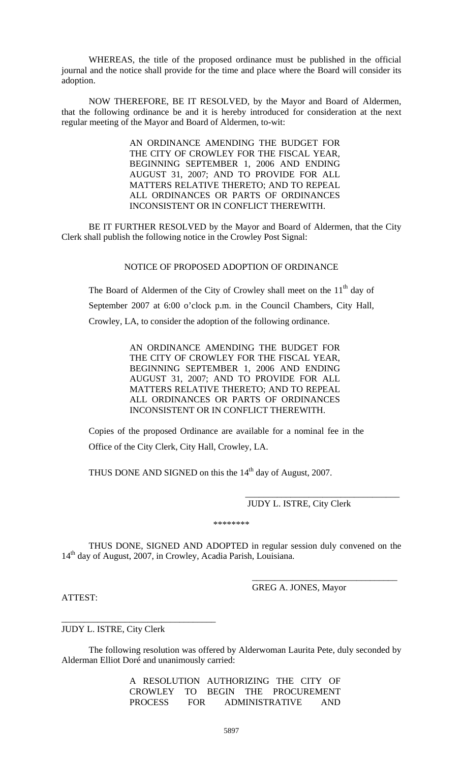WHEREAS, the title of the proposed ordinance must be published in the official journal and the notice shall provide for the time and place where the Board will consider its adoption.

NOW THEREFORE, BE IT RESOLVED, by the Mayor and Board of Aldermen, that the following ordinance be and it is hereby introduced for consideration at the next regular meeting of the Mayor and Board of Aldermen, to-wit:

> AN ORDINANCE AMENDING THE BUDGET FOR THE CITY OF CROWLEY FOR THE FISCAL YEAR, BEGINNING SEPTEMBER 1, 2006 AND ENDING AUGUST 31, 2007; AND TO PROVIDE FOR ALL MATTERS RELATIVE THERETO; AND TO REPEAL ALL ORDINANCES OR PARTS OF ORDINANCES INCONSISTENT OR IN CONFLICT THEREWITH.

BE IT FURTHER RESOLVED by the Mayor and Board of Aldermen, that the City Clerk shall publish the following notice in the Crowley Post Signal:

NOTICE OF PROPOSED ADOPTION OF ORDINANCE

The Board of Aldermen of the City of Crowley shall meet on the 11th day of September 2007 at 6:00 o'clock p.m. in the Council Chambers, City Hall, Crowley, LA, to consider the adoption of the following ordinance.

> AN ORDINANCE AMENDING THE BUDGET FOR THE CITY OF CROWLEY FOR THE FISCAL YEAR, BEGINNING SEPTEMBER 1, 2006 AND ENDING AUGUST 31, 2007; AND TO PROVIDE FOR ALL MATTERS RELATIVE THERETO; AND TO REPEAL ALL ORDINANCES OR PARTS OF ORDINANCES INCONSISTENT OR IN CONFLICT THEREWITH.

Copies of the proposed Ordinance are available for a nominal fee in the Office of the City Clerk, City Hall, Crowley, LA.

THUS DONE AND SIGNED on this the 14th day of August, 2007.

\_\_\_\_\_\_\_\_\_\_\_\_\_\_\_\_\_\_\_\_\_\_\_\_\_\_\_\_\_\_\_\_\_\_
JUDY L. ISTRE, City Clerk

\*\*\*\*\*\*\*\*

THUS DONE, SIGNED AND ADOPTED in regular session duly convened on the 14th day of August, 2007, in Crowley, Acadia Parish, Louisiana.

\_\_\_\_\_\_\_\_\_\_\_\_\_\_\_\_\_\_\_\_\_\_\_\_\_\_\_\_\_\_\_\_\_\_
GREG A. JONES, Mayor

ATTEST:

\_\_\_\_\_\_\_\_\_\_\_\_\_\_\_\_\_\_\_\_\_\_\_\_\_\_\_\_\_\_\_\_\_\_
JUDY L. ISTRE, City Clerk

The following resolution was offered by Alderwoman Laurita Pete, duly seconded by Alderman Elliot Doré and unanimously carried:

> A RESOLUTION AUTHORIZING THE CITY OF CROWLEY TO BEGIN THE PROCUREMENT PROCESS FOR ADMINISTRATIVE AND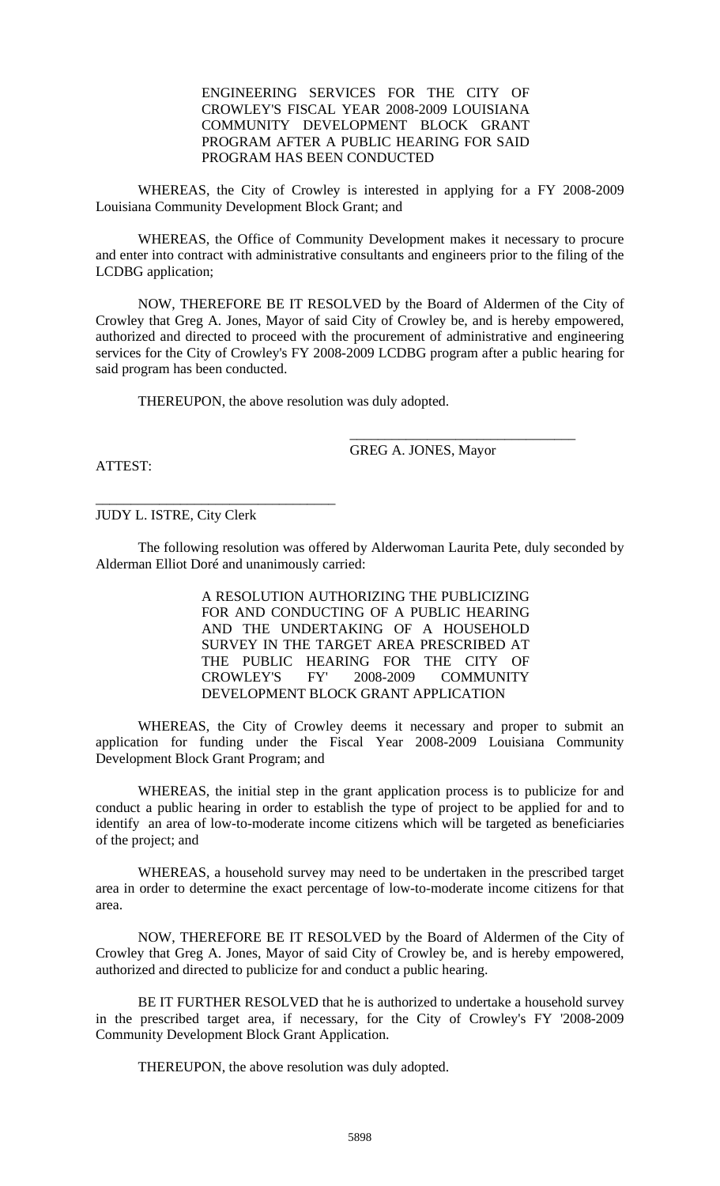ENGINEERING SERVICES FOR THE CITY OF CROWLEY'S FISCAL YEAR 2008-2009 LOUISIANA COMMUNITY DEVELOPMENT BLOCK GRANT PROGRAM AFTER A PUBLIC HEARING FOR SAID PROGRAM HAS BEEN CONDUCTED

WHEREAS, the City of Crowley is interested in applying for a FY 2008-2009 Louisiana Community Development Block Grant; and

WHEREAS, the Office of Community Development makes it necessary to procure and enter into contract with administrative consultants and engineers prior to the filing of the LCDBG application;

NOW, THEREFORE BE IT RESOLVED by the Board of Aldermen of the City of Crowley that Greg A. Jones, Mayor of said City of Crowley be, and is hereby empowered, authorized and directed to proceed with the procurement of administrative and engineering services for the City of Crowley's FY 2008-2009 LCDBG program after a public hearing for said program has been conducted.

THEREUPON, the above resolution was duly adopted.

\_\_\_\_\_\_\_\_\_\_\_\_\_\_\_\_\_\_\_\_\_\_\_\_\_\_\_\_\_\_\_\_
GREG A. JONES, Mayor

ATTEST:

\_\_\_\_\_\_\_\_\_\_\_\_\_\_\_\_\_\_\_\_\_\_\_\_\_\_\_\_\_\_\_\_
JUDY L. ISTRE, City Clerk

The following resolution was offered by Alderwoman Laurita Pete, duly seconded by Alderman Elliot Doré and unanimously carried:

A RESOLUTION AUTHORIZING THE PUBLICIZING FOR AND CONDUCTING OF A PUBLIC HEARING AND THE UNDERTAKING OF A HOUSEHOLD SURVEY IN THE TARGET AREA PRESCRIBED AT THE PUBLIC HEARING FOR THE CITY OF CROWLEY'S FY' 2008-2009 COMMUNITY DEVELOPMENT BLOCK GRANT APPLICATION

WHEREAS, the City of Crowley deems it necessary and proper to submit an application for funding under the Fiscal Year 2008-2009 Louisiana Community Development Block Grant Program; and

WHEREAS, the initial step in the grant application process is to publicize for and conduct a public hearing in order to establish the type of project to be applied for and to identify an area of low-to-moderate income citizens which will be targeted as beneficiaries of the project; and

WHEREAS, a household survey may need to be undertaken in the prescribed target area in order to determine the exact percentage of low-to-moderate income citizens for that area.

NOW, THEREFORE BE IT RESOLVED by the Board of Aldermen of the City of Crowley that Greg A. Jones, Mayor of said City of Crowley be, and is hereby empowered, authorized and directed to publicize for and conduct a public hearing.

BE IT FURTHER RESOLVED that he is authorized to undertake a household survey in the prescribed target area, if necessary, for the City of Crowley's FY '2008-2009 Community Development Block Grant Application.

THEREUPON, the above resolution was duly adopted.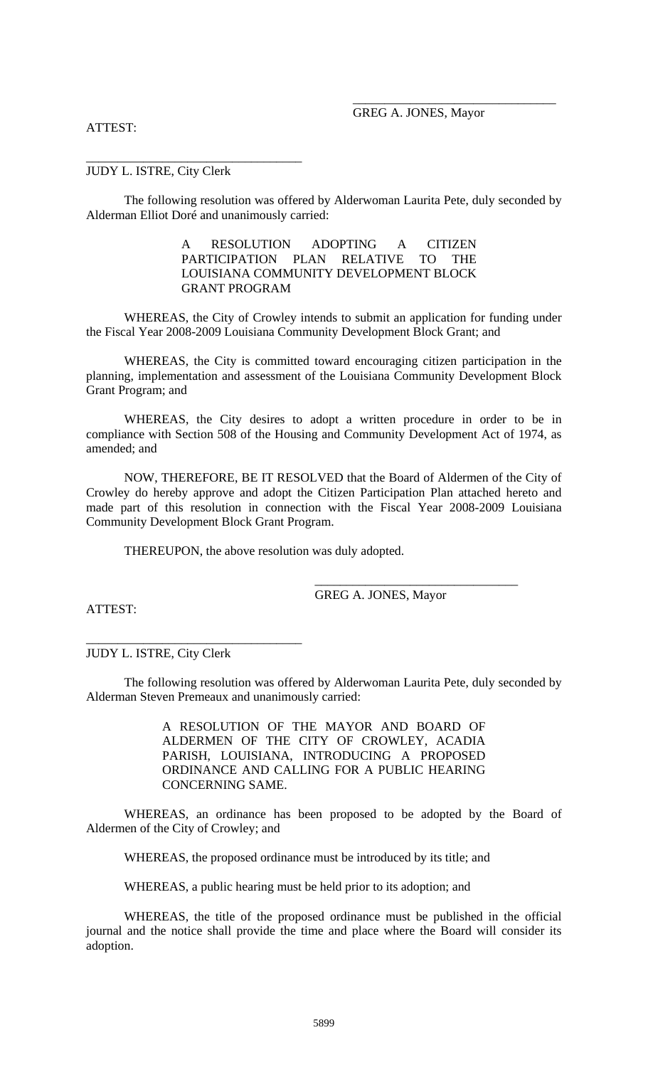\_\_\_\_\_\_\_\_\_\_\_\_\_\_\_\_\_\_\_\_\_\_\_\_\_\_\_\_\_\_\_\_\_\_
GREG A. JONES, Mayor

ATTEST:

\_\_\_\_\_\_\_\_\_\_\_\_\_\_\_\_\_\_\_\_\_\_\_\_\_\_\_\_\_\_\_\_\_\_
JUDY L. ISTRE, City Clerk

The following resolution was offered by Alderwoman Laurita Pete, duly seconded by Alderman Elliot Doré and unanimously carried:

> A RESOLUTION ADOPTING A CITIZEN PARTICIPATION PLAN RELATIVE TO THE LOUISIANA COMMUNITY DEVELOPMENT BLOCK GRANT PROGRAM

WHEREAS, the City of Crowley intends to submit an application for funding under the Fiscal Year 2008-2009 Louisiana Community Development Block Grant; and

WHEREAS, the City is committed toward encouraging citizen participation in the planning, implementation and assessment of the Louisiana Community Development Block Grant Program; and

WHEREAS, the City desires to adopt a written procedure in order to be in compliance with Section 508 of the Housing and Community Development Act of 1974, as amended; and

NOW, THEREFORE, BE IT RESOLVED that the Board of Aldermen of the City of Crowley do hereby approve and adopt the Citizen Participation Plan attached hereto and made part of this resolution in connection with the Fiscal Year 2008-2009 Louisiana Community Development Block Grant Program.

THEREUPON, the above resolution was duly adopted.

\_\_\_\_\_\_\_\_\_\_\_\_\_\_\_\_\_\_\_\_\_\_\_\_\_\_\_\_\_\_\_\_\_\_
GREG A. JONES, Mayor

ATTEST:

\_\_\_\_\_\_\_\_\_\_\_\_\_\_\_\_\_\_\_\_\_\_\_\_\_\_\_\_\_\_\_\_\_\_
JUDY L. ISTRE, City Clerk

The following resolution was offered by Alderwoman Laurita Pete, duly seconded by Alderman Steven Premeaux and unanimously carried:

> A RESOLUTION OF THE MAYOR AND BOARD OF ALDERMEN OF THE CITY OF CROWLEY, ACADIA PARISH, LOUISIANA, INTRODUCING A PROPOSED ORDINANCE AND CALLING FOR A PUBLIC HEARING CONCERNING SAME.

WHEREAS, an ordinance has been proposed to be adopted by the Board of Aldermen of the City of Crowley; and

WHEREAS, the proposed ordinance must be introduced by its title; and

WHEREAS, a public hearing must be held prior to its adoption; and

WHEREAS, the title of the proposed ordinance must be published in the official journal and the notice shall provide the time and place where the Board will consider its adoption.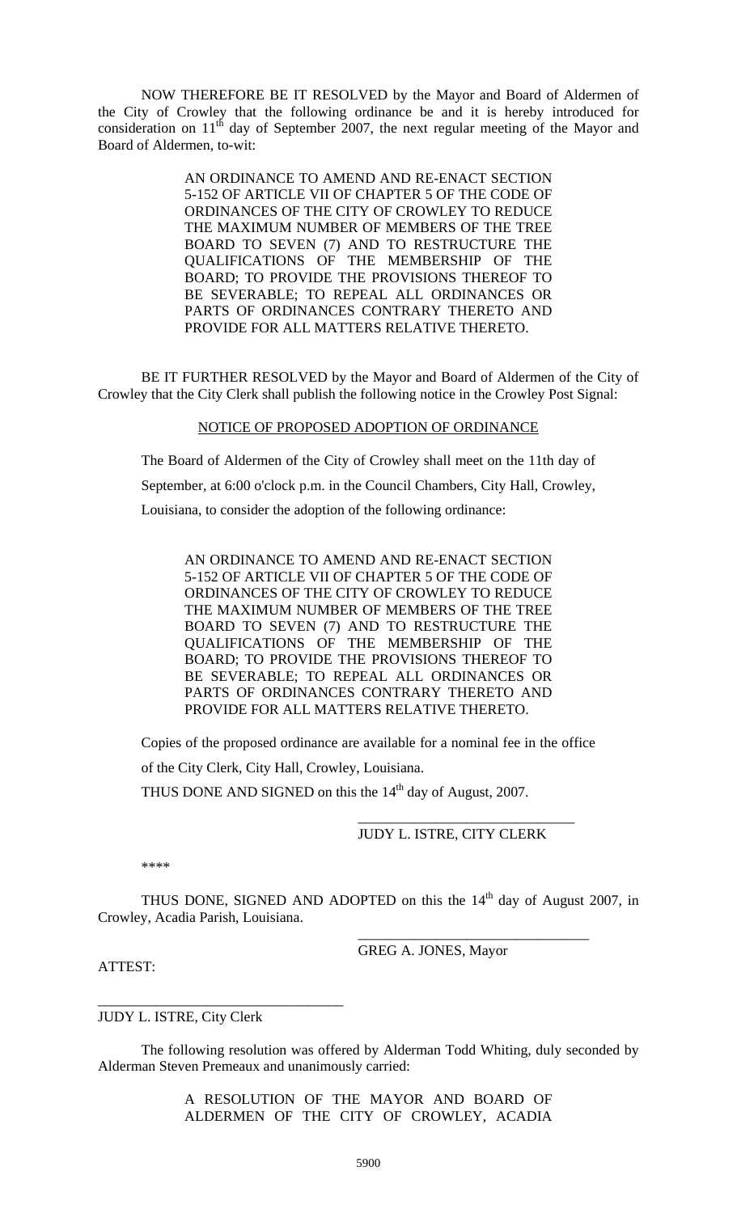NOW THEREFORE BE IT RESOLVED by the Mayor and Board of Aldermen of the City of Crowley that the following ordinance be and it is hereby introduced for consideration on 11th day of September 2007, the next regular meeting of the Mayor and Board of Aldermen, to-wit:

> AN ORDINANCE TO AMEND AND RE-ENACT SECTION 5-152 OF ARTICLE VII OF CHAPTER 5 OF THE CODE OF ORDINANCES OF THE CITY OF CROWLEY TO REDUCE THE MAXIMUM NUMBER OF MEMBERS OF THE TREE BOARD TO SEVEN (7) AND TO RESTRUCTURE THE QUALIFICATIONS OF THE MEMBERSHIP OF THE BOARD; TO PROVIDE THE PROVISIONS THEREOF TO BE SEVERABLE; TO REPEAL ALL ORDINANCES OR PARTS OF ORDINANCES CONTRARY THERETO AND PROVIDE FOR ALL MATTERS RELATIVE THERETO.

BE IT FURTHER RESOLVED by the Mayor and Board of Aldermen of the City of Crowley that the City Clerk shall publish the following notice in the Crowley Post Signal:

NOTICE OF PROPOSED ADOPTION OF ORDINANCE

The Board of Aldermen of the City of Crowley shall meet on the 11th day of September, at 6:00 o'clock p.m. in the Council Chambers, City Hall, Crowley, Louisiana, to consider the adoption of the following ordinance:

> AN ORDINANCE TO AMEND AND RE-ENACT SECTION 5-152 OF ARTICLE VII OF CHAPTER 5 OF THE CODE OF ORDINANCES OF THE CITY OF CROWLEY TO REDUCE THE MAXIMUM NUMBER OF MEMBERS OF THE TREE BOARD TO SEVEN (7) AND TO RESTRUCTURE THE QUALIFICATIONS OF THE MEMBERSHIP OF THE BOARD; TO PROVIDE THE PROVISIONS THEREOF TO BE SEVERABLE; TO REPEAL ALL ORDINANCES OR PARTS OF ORDINANCES CONTRARY THERETO AND PROVIDE FOR ALL MATTERS RELATIVE THERETO.

Copies of the proposed ordinance are available for a nominal fee in the office of the City Clerk, City Hall, Crowley, Louisiana.

THUS DONE AND SIGNED on this the 14th day of August, 2007.

\_\_\_\_\_\_\_\_\_\_\_\_\_\_\_\_\_\_\_\_\_\_\_\_\_\_\_\_\_\_
JUDY L. ISTRE, CITY CLERK

****

THUS DONE, SIGNED AND ADOPTED on this the 14th day of August 2007, in Crowley, Acadia Parish, Louisiana.

\_\_\_\_\_\_\_\_\_\_\_\_\_\_\_\_\_\_\_\_\_\_\_\_\_\_\_\_\_\_
GREG A. JONES, Mayor

ATTEST:

\_\_\_\_\_\_\_\_\_\_\_\_\_\_\_\_\_\_\_\_\_\_\_\_\_\_\_\_\_\_
JUDY L. ISTRE, City Clerk

The following resolution was offered by Alderman Todd Whiting, duly seconded by Alderman Steven Premeaux and unanimously carried:

> A RESOLUTION OF THE MAYOR AND BOARD OF ALDERMEN OF THE CITY OF CROWLEY, ACADIA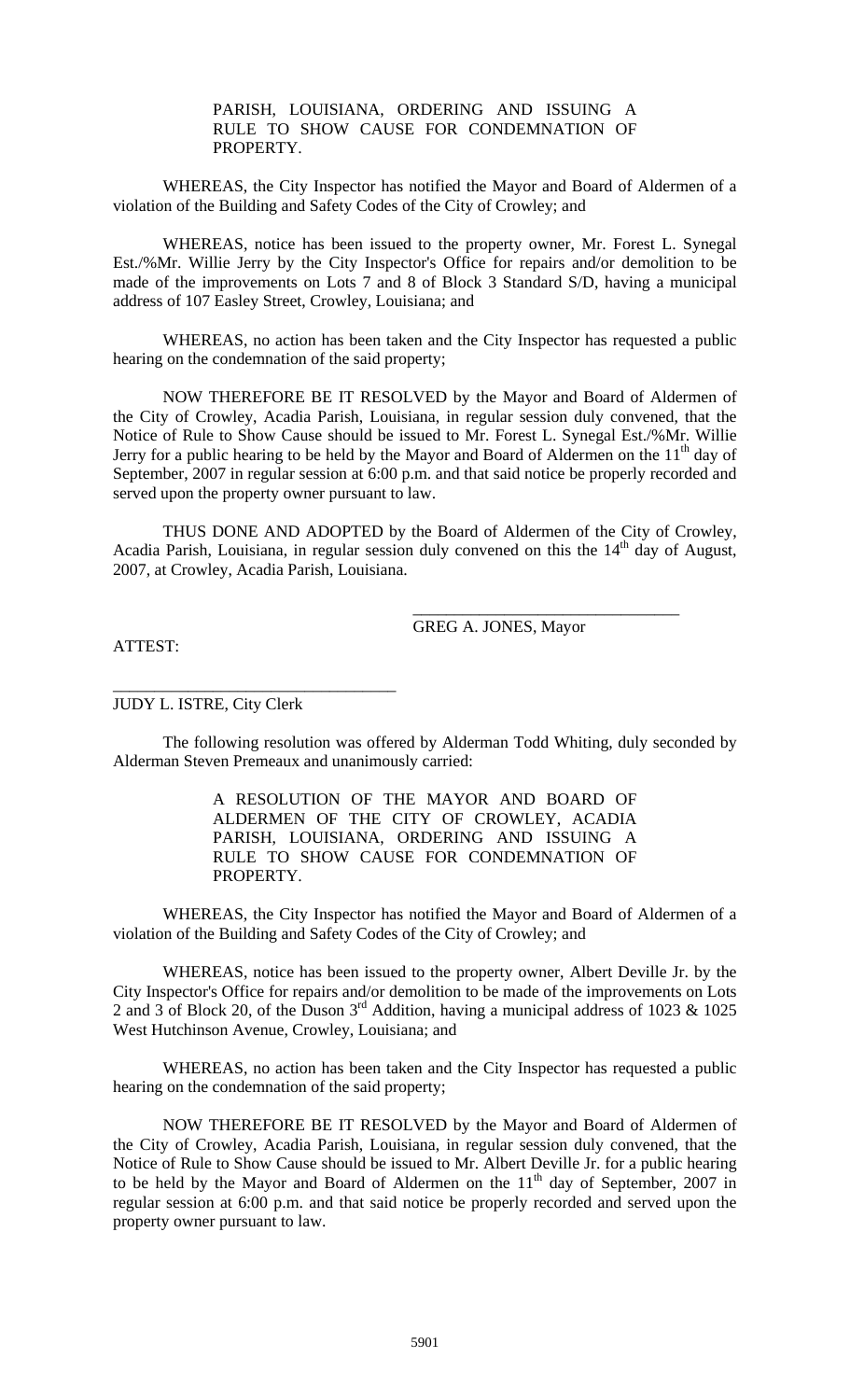PARISH, LOUISIANA, ORDERING AND ISSUING A RULE TO SHOW CAUSE FOR CONDEMNATION OF PROPERTY.

WHEREAS, the City Inspector has notified the Mayor and Board of Aldermen of a violation of the Building and Safety Codes of the City of Crowley; and

WHEREAS, notice has been issued to the property owner, Mr. Forest L. Synegal Est./%Mr. Willie Jerry by the City Inspector's Office for repairs and/or demolition to be made of the improvements on Lots 7 and 8 of Block 3 Standard S/D, having a municipal address of 107 Easley Street, Crowley, Louisiana; and

WHEREAS, no action has been taken and the City Inspector has requested a public hearing on the condemnation of the said property;

NOW THEREFORE BE IT RESOLVED by the Mayor and Board of Aldermen of the City of Crowley, Acadia Parish, Louisiana, in regular session duly convened, that the Notice of Rule to Show Cause should be issued to Mr. Forest L. Synegal Est./%Mr. Willie Jerry for a public hearing to be held by the Mayor and Board of Aldermen on the 11th day of September, 2007 in regular session at 6:00 p.m. and that said notice be properly recorded and served upon the property owner pursuant to law.

THUS DONE AND ADOPTED by the Board of Aldermen of the City of Crowley, Acadia Parish, Louisiana, in regular session duly convened on this the 14th day of August, 2007, at Crowley, Acadia Parish, Louisiana.

_______________________________
GREG A. JONES, Mayor

ATTEST:

_______________________________
JUDY L. ISTRE, City Clerk

The following resolution was offered by Alderman Todd Whiting, duly seconded by Alderman Steven Premeaux and unanimously carried:

A RESOLUTION OF THE MAYOR AND BOARD OF ALDERMEN OF THE CITY OF CROWLEY, ACADIA PARISH, LOUISIANA, ORDERING AND ISSUING A RULE TO SHOW CAUSE FOR CONDEMNATION OF PROPERTY.

WHEREAS, the City Inspector has notified the Mayor and Board of Aldermen of a violation of the Building and Safety Codes of the City of Crowley; and

WHEREAS, notice has been issued to the property owner, Albert Deville Jr. by the City Inspector's Office for repairs and/or demolition to be made of the improvements on Lots 2 and 3 of Block 20, of the Duson 3rd Addition, having a municipal address of 1023 & 1025 West Hutchinson Avenue, Crowley, Louisiana; and

WHEREAS, no action has been taken and the City Inspector has requested a public hearing on the condemnation of the said property;

NOW THEREFORE BE IT RESOLVED by the Mayor and Board of Aldermen of the City of Crowley, Acadia Parish, Louisiana, in regular session duly convened, that the Notice of Rule to Show Cause should be issued to Mr. Albert Deville Jr. for a public hearing to be held by the Mayor and Board of Aldermen on the 11th day of September, 2007 in regular session at 6:00 p.m. and that said notice be properly recorded and served upon the property owner pursuant to law.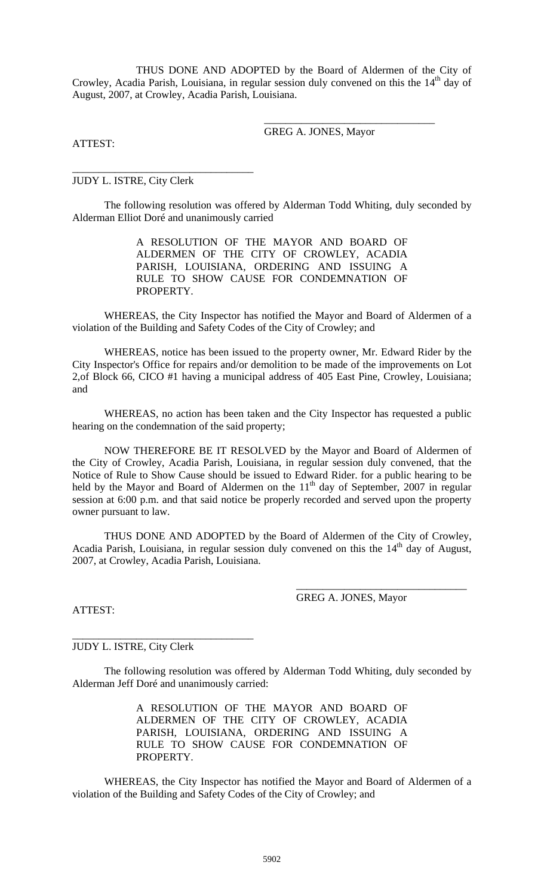THUS DONE AND ADOPTED by the Board of Aldermen of the City of Crowley, Acadia Parish, Louisiana, in regular session duly convened on this the 14th day of August, 2007, at Crowley, Acadia Parish, Louisiana.

\_\_\_\_\_\_\_\_\_\_\_\_\_\_\_\_\_\_\_\_\_\_\_\_\_\_\_\_\_\_\_\_
GREG A. JONES, Mayor

ATTEST:

\_\_\_\_\_\_\_\_\_\_\_\_\_\_\_\_\_\_\_\_\_\_\_\_\_\_\_\_\_\_\_\_\_\_
JUDY L. ISTRE, City Clerk

The following resolution was offered by Alderman Todd Whiting, duly seconded by Alderman Elliot Doré and unanimously carried

> A RESOLUTION OF THE MAYOR AND BOARD OF ALDERMEN OF THE CITY OF CROWLEY, ACADIA PARISH, LOUISIANA, ORDERING AND ISSUING A RULE TO SHOW CAUSE FOR CONDEMNATION OF PROPERTY.

WHEREAS, the City Inspector has notified the Mayor and Board of Aldermen of a violation of the Building and Safety Codes of the City of Crowley; and

WHEREAS, notice has been issued to the property owner, Mr. Edward Rider by the City Inspector's Office for repairs and/or demolition to be made of the improvements on Lot 2,of Block 66, CICO #1 having a municipal address of 405 East Pine, Crowley, Louisiana; and

WHEREAS, no action has been taken and the City Inspector has requested a public hearing on the condemnation of the said property;

NOW THEREFORE BE IT RESOLVED by the Mayor and Board of Aldermen of the City of Crowley, Acadia Parish, Louisiana, in regular session duly convened, that the Notice of Rule to Show Cause should be issued to Edward Rider. for a public hearing to be held by the Mayor and Board of Aldermen on the 11th day of September, 2007 in regular session at 6:00 p.m. and that said notice be properly recorded and served upon the property owner pursuant to law.

THUS DONE AND ADOPTED by the Board of Aldermen of the City of Crowley, Acadia Parish, Louisiana, in regular session duly convened on this the 14th day of August, 2007, at Crowley, Acadia Parish, Louisiana.

\_\_\_\_\_\_\_\_\_\_\_\_\_\_\_\_\_\_\_\_\_\_\_\_\_\_\_\_\_\_\_\_
GREG A. JONES, Mayor

ATTEST:

\_\_\_\_\_\_\_\_\_\_\_\_\_\_\_\_\_\_\_\_\_\_\_\_\_\_\_\_\_\_\_\_\_\_
JUDY L. ISTRE, City Clerk

The following resolution was offered by Alderman Todd Whiting, duly seconded by Alderman Jeff Doré and unanimously carried:

> A RESOLUTION OF THE MAYOR AND BOARD OF ALDERMEN OF THE CITY OF CROWLEY, ACADIA PARISH, LOUISIANA, ORDERING AND ISSUING A RULE TO SHOW CAUSE FOR CONDEMNATION OF PROPERTY.

WHEREAS, the City Inspector has notified the Mayor and Board of Aldermen of a violation of the Building and Safety Codes of the City of Crowley; and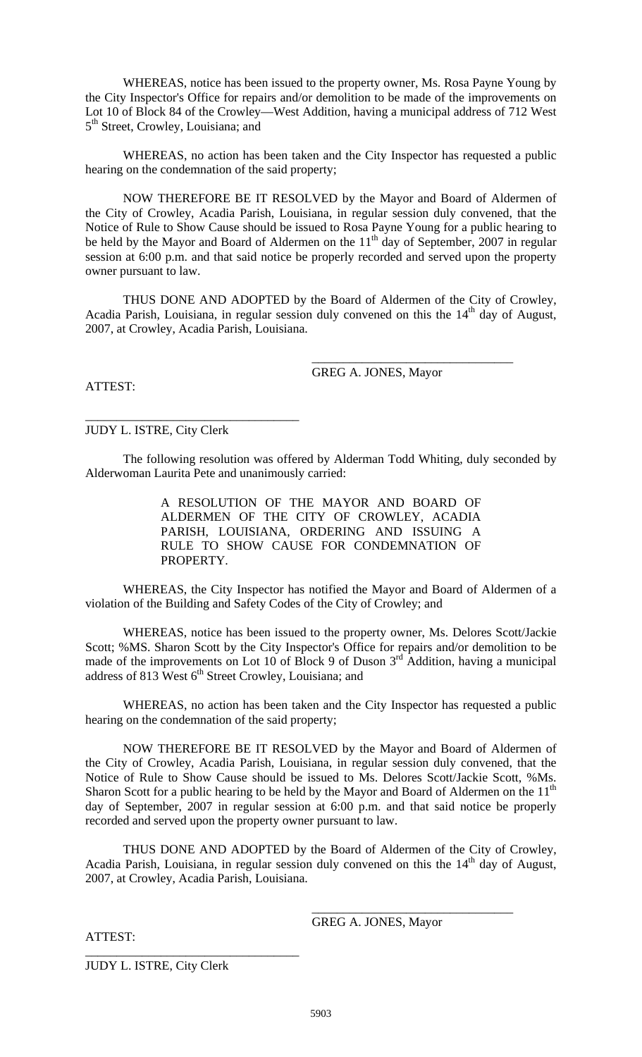WHEREAS, notice has been issued to the property owner, Ms. Rosa Payne Young by the City Inspector's Office for repairs and/or demolition to be made of the improvements on Lot 10 of Block 84 of the Crowley—West Addition, having a municipal address of 712 West 5th Street, Crowley, Louisiana; and

WHEREAS, no action has been taken and the City Inspector has requested a public hearing on the condemnation of the said property;

NOW THEREFORE BE IT RESOLVED by the Mayor and Board of Aldermen of the City of Crowley, Acadia Parish, Louisiana, in regular session duly convened, that the Notice of Rule to Show Cause should be issued to Rosa Payne Young for a public hearing to be held by the Mayor and Board of Aldermen on the 11th day of September, 2007 in regular session at 6:00 p.m. and that said notice be properly recorded and served upon the property owner pursuant to law.

THUS DONE AND ADOPTED by the Board of Aldermen of the City of Crowley, Acadia Parish, Louisiana, in regular session duly convened on this the 14th day of August, 2007, at Crowley, Acadia Parish, Louisiana.

\_\_\_\_\_\_\_\_\_\_\_\_\_\_\_\_\_\_\_\_\_\_\_\_\_\_\_\_\_\_\_\_
GREG A. JONES, Mayor

ATTEST:

\_\_\_\_\_\_\_\_\_\_\_\_\_\_\_\_\_\_\_\_\_\_\_\_\_\_\_\_\_\_\_\_
JUDY L. ISTRE, City Clerk

The following resolution was offered by Alderman Todd Whiting, duly seconded by Alderwoman Laurita Pete and unanimously carried:

A RESOLUTION OF THE MAYOR AND BOARD OF ALDERMEN OF THE CITY OF CROWLEY, ACADIA PARISH, LOUISIANA, ORDERING AND ISSUING A RULE TO SHOW CAUSE FOR CONDEMNATION OF PROPERTY.

WHEREAS, the City Inspector has notified the Mayor and Board of Aldermen of a violation of the Building and Safety Codes of the City of Crowley; and

WHEREAS, notice has been issued to the property owner, Ms. Delores Scott/Jackie Scott; %MS. Sharon Scott by the City Inspector's Office for repairs and/or demolition to be made of the improvements on Lot 10 of Block 9 of Duson 3rd Addition, having a municipal address of 813 West 6th Street Crowley, Louisiana; and

WHEREAS, no action has been taken and the City Inspector has requested a public hearing on the condemnation of the said property;

NOW THEREFORE BE IT RESOLVED by the Mayor and Board of Aldermen of the City of Crowley, Acadia Parish, Louisiana, in regular session duly convened, that the Notice of Rule to Show Cause should be issued to Ms. Delores Scott/Jackie Scott, %Ms. Sharon Scott for a public hearing to be held by the Mayor and Board of Aldermen on the 11th day of September, 2007 in regular session at 6:00 p.m. and that said notice be properly recorded and served upon the property owner pursuant to law.

THUS DONE AND ADOPTED by the Board of Aldermen of the City of Crowley, Acadia Parish, Louisiana, in regular session duly convened on this the 14th day of August, 2007, at Crowley, Acadia Parish, Louisiana.

\_\_\_\_\_\_\_\_\_\_\_\_\_\_\_\_\_\_\_\_\_\_\_\_\_\_\_\_\_\_\_\_
GREG A. JONES, Mayor

ATTEST:

\_\_\_\_\_\_\_\_\_\_\_\_\_\_\_\_\_\_\_\_\_\_\_\_\_\_\_\_\_\_\_\_
JUDY L. ISTRE, City Clerk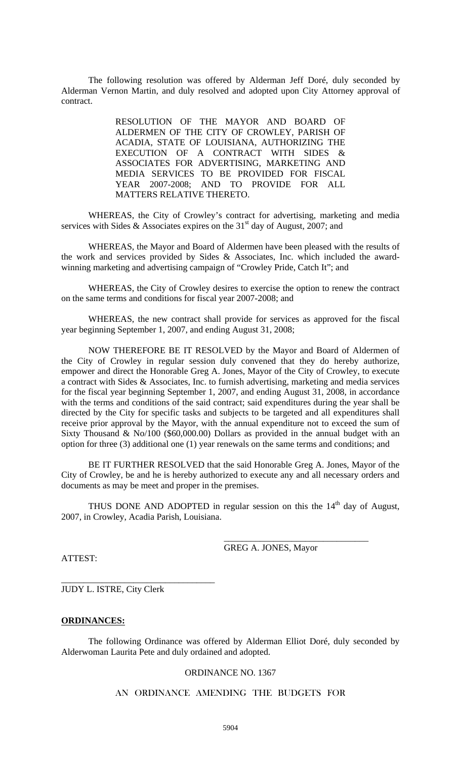The following resolution was offered by Alderman Jeff Doré, duly seconded by Alderman Vernon Martin, and duly resolved and adopted upon City Attorney approval of contract.

> RESOLUTION OF THE MAYOR AND BOARD OF ALDERMEN OF THE CITY OF CROWLEY, PARISH OF ACADIA, STATE OF LOUISIANA, AUTHORIZING THE EXECUTION OF A CONTRACT WITH SIDES & ASSOCIATES FOR ADVERTISING, MARKETING AND MEDIA SERVICES TO BE PROVIDED FOR FISCAL YEAR 2007-2008; AND TO PROVIDE FOR ALL MATTERS RELATIVE THERETO.

WHEREAS, the City of Crowley's contract for advertising, marketing and media services with Sides & Associates expires on the 31st day of August, 2007; and

WHEREAS, the Mayor and Board of Aldermen have been pleased with the results of the work and services provided by Sides & Associates, Inc. which included the award-winning marketing and advertising campaign of "Crowley Pride, Catch It"; and

WHEREAS, the City of Crowley desires to exercise the option to renew the contract on the same terms and conditions for fiscal year 2007-2008; and

WHEREAS, the new contract shall provide for services as approved for the fiscal year beginning September 1, 2007, and ending August 31, 2008;

NOW THEREFORE BE IT RESOLVED by the Mayor and Board of Aldermen of the City of Crowley in regular session duly convened that they do hereby authorize, empower and direct the Honorable Greg A. Jones, Mayor of the City of Crowley, to execute a contract with Sides & Associates, Inc. to furnish advertising, marketing and media services for the fiscal year beginning September 1, 2007, and ending August 31, 2008, in accordance with the terms and conditions of the said contract; said expenditures during the year shall be directed by the City for specific tasks and subjects to be targeted and all expenditures shall receive prior approval by the Mayor, with the annual expenditure not to exceed the sum of Sixty Thousand & No/100 ($60,000.00) Dollars as provided in the annual budget with an option for three (3) additional one (1) year renewals on the same terms and conditions; and

BE IT FURTHER RESOLVED that the said Honorable Greg A. Jones, Mayor of the City of Crowley, be and he is hereby authorized to execute any and all necessary orders and documents as may be meet and proper in the premises.

THUS DONE AND ADOPTED in regular session on this the 14th day of August, 2007, in Crowley, Acadia Parish, Louisiana.

\_\_\_\_\_\_\_\_\_\_\_\_\_\_\_\_\_\_\_\_\_\_\_\_\_\_\_\_\_\_\_\_
GREG A. JONES, Mayor

ATTEST:

\_\_\_\_\_\_\_\_\_\_\_\_\_\_\_\_\_\_\_\_\_\_\_\_\_\_\_\_\_\_\_\_
JUDY L. ISTRE, City Clerk

**ORDINANCES:**

The following Ordinance was offered by Alderman Elliot Doré, duly seconded by Alderwoman Laurita Pete and duly ordained and adopted.

ORDINANCE NO. 1367

AN ORDINANCE AMENDING THE BUDGETS FOR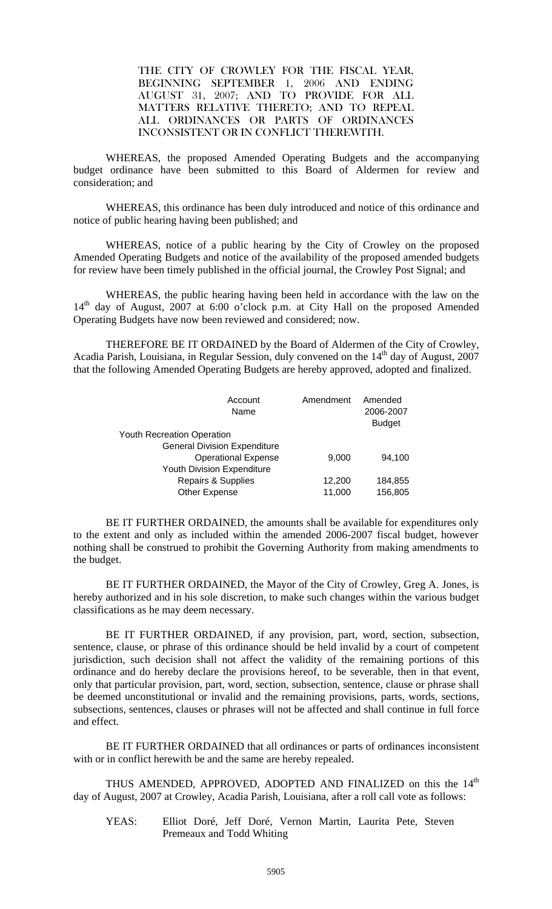THE CITY OF CROWLEY FOR THE FISCAL YEAR, BEGINNING SEPTEMBER 1, 2006 AND ENDING AUGUST 31, 2007; AND TO PROVIDE FOR ALL MATTERS RELATIVE THERETO; AND TO REPEAL ALL ORDINANCES OR PARTS OF ORDINANCES INCONSISTENT OR IN CONFLICT THEREWITH.

WHEREAS, the proposed Amended Operating Budgets and the accompanying budget ordinance have been submitted to this Board of Aldermen for review and consideration; and

WHEREAS, this ordinance has been duly introduced and notice of this ordinance and notice of public hearing having been published; and

WHEREAS, notice of a public hearing by the City of Crowley on the proposed Amended Operating Budgets and notice of the availability of the proposed amended budgets for review have been timely published in the official journal, the Crowley Post Signal; and

WHEREAS, the public hearing having been held in accordance with the law on the 14th day of August, 2007 at 6:00 o'clock p.m. at City Hall on the proposed Amended Operating Budgets have now been reviewed and considered; now.

THEREFORE BE IT ORDAINED by the Board of Aldermen of the City of Crowley, Acadia Parish, Louisiana, in Regular Session, duly convened on the 14th day of August, 2007 that the following Amended Operating Budgets are hereby approved, adopted and finalized.

| Account Name | Amendment | Amended 2006-2007 Budget |
|---|---|---|
| Youth Recreation Operation | | |
| General Division Expenditure | | |
| Operational Expense | 9,000 | 94,100 |
| Youth Division Expenditure | | |
| Repairs & Supplies | 12,200 | 184,855 |
| Other Expense | 11,000 | 156,805 |

BE IT FURTHER ORDAINED, the amounts shall be available for expenditures only to the extent and only as included within the amended 2006-2007 fiscal budget, however nothing shall be construed to prohibit the Governing Authority from making amendments to the budget.

BE IT FURTHER ORDAINED, the Mayor of the City of Crowley, Greg A. Jones, is hereby authorized and in his sole discretion, to make such changes within the various budget classifications as he may deem necessary.

BE IT FURTHER ORDAINED, if any provision, part, word, section, subsection, sentence, clause, or phrase of this ordinance should be held invalid by a court of competent jurisdiction, such decision shall not affect the validity of the remaining portions of this ordinance and do hereby declare the provisions hereof, to be severable, then in that event, only that particular provision, part, word, section, subsection, sentence, clause or phrase shall be deemed unconstitutional or invalid and the remaining provisions, parts, words, sections, subsections, sentences, clauses or phrases will not be affected and shall continue in full force and effect.

BE IT FURTHER ORDAINED that all ordinances or parts of ordinances inconsistent with or in conflict herewith be and the same are hereby repealed.

THUS AMENDED, APPROVED, ADOPTED AND FINALIZED on this the 14th day of August, 2007 at Crowley, Acadia Parish, Louisiana, after a roll call vote as follows:

YEAS: Elliot Doré, Jeff Doré, Vernon Martin, Laurita Pete, Steven Premeaux and Todd Whiting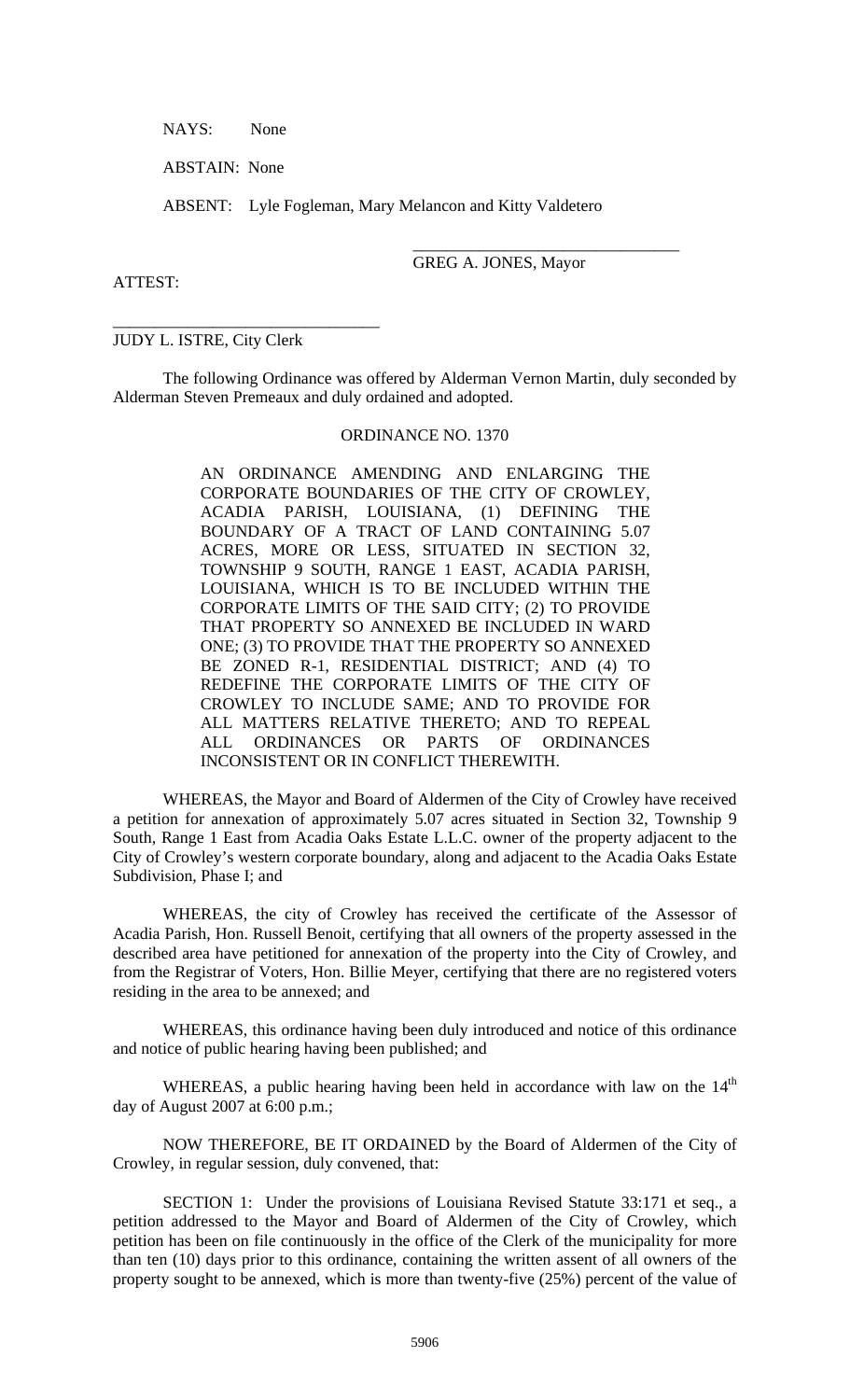NAYS: None

ABSTAIN: None

ABSENT: Lyle Fogleman, Mary Melancon and Kitty Valdetero

\_\_\_\_\_\_\_\_\_\_\_\_\_\_\_\_\_\_\_\_\_\_\_\_\_\_\_\_\_\_\_\_
GREG A. JONES, Mayor

ATTEST:

\_\_\_\_\_\_\_\_\_\_\_\_\_\_\_\_\_\_\_\_\_\_\_\_\_\_\_\_\_\_\_\_
JUDY L. ISTRE, City Clerk

The following Ordinance was offered by Alderman Vernon Martin, duly seconded by Alderman Steven Premeaux and duly ordained and adopted.

ORDINANCE NO. 1370

AN ORDINANCE AMENDING AND ENLARGING THE CORPORATE BOUNDARIES OF THE CITY OF CROWLEY, ACADIA PARISH, LOUISIANA, (1) DEFINING THE BOUNDARY OF A TRACT OF LAND CONTAINING 5.07 ACRES, MORE OR LESS, SITUATED IN SECTION 32, TOWNSHIP 9 SOUTH, RANGE 1 EAST, ACADIA PARISH, LOUISIANA, WHICH IS TO BE INCLUDED WITHIN THE CORPORATE LIMITS OF THE SAID CITY; (2) TO PROVIDE THAT PROPERTY SO ANNEXED BE INCLUDED IN WARD ONE; (3) TO PROVIDE THAT THE PROPERTY SO ANNEXED BE ZONED R-1, RESIDENTIAL DISTRICT; AND (4) TO REDEFINE THE CORPORATE LIMITS OF THE CITY OF CROWLEY TO INCLUDE SAME; AND TO PROVIDE FOR ALL MATTERS RELATIVE THERETO; AND TO REPEAL ALL ORDINANCES OR PARTS OF ORDINANCES INCONSISTENT OR IN CONFLICT THEREWITH.

WHEREAS, the Mayor and Board of Aldermen of the City of Crowley have received a petition for annexation of approximately 5.07 acres situated in Section 32, Township 9 South, Range 1 East from Acadia Oaks Estate L.L.C. owner of the property adjacent to the City of Crowley's western corporate boundary, along and adjacent to the Acadia Oaks Estate Subdivision, Phase I; and

WHEREAS, the city of Crowley has received the certificate of the Assessor of Acadia Parish, Hon. Russell Benoit, certifying that all owners of the property assessed in the described area have petitioned for annexation of the property into the City of Crowley, and from the Registrar of Voters, Hon. Billie Meyer, certifying that there are no registered voters residing in the area to be annexed; and

WHEREAS, this ordinance having been duly introduced and notice of this ordinance and notice of public hearing having been published; and

WHEREAS, a public hearing having been held in accordance with law on the 14th day of August 2007 at 6:00 p.m.;

NOW THEREFORE, BE IT ORDAINED by the Board of Aldermen of the City of Crowley, in regular session, duly convened, that:

SECTION 1: Under the provisions of Louisiana Revised Statute 33:171 et seq., a petition addressed to the Mayor and Board of Aldermen of the City of Crowley, which petition has been on file continuously in the office of the Clerk of the municipality for more than ten (10) days prior to this ordinance, containing the written assent of all owners of the property sought to be annexed, which is more than twenty-five (25%) percent of the value of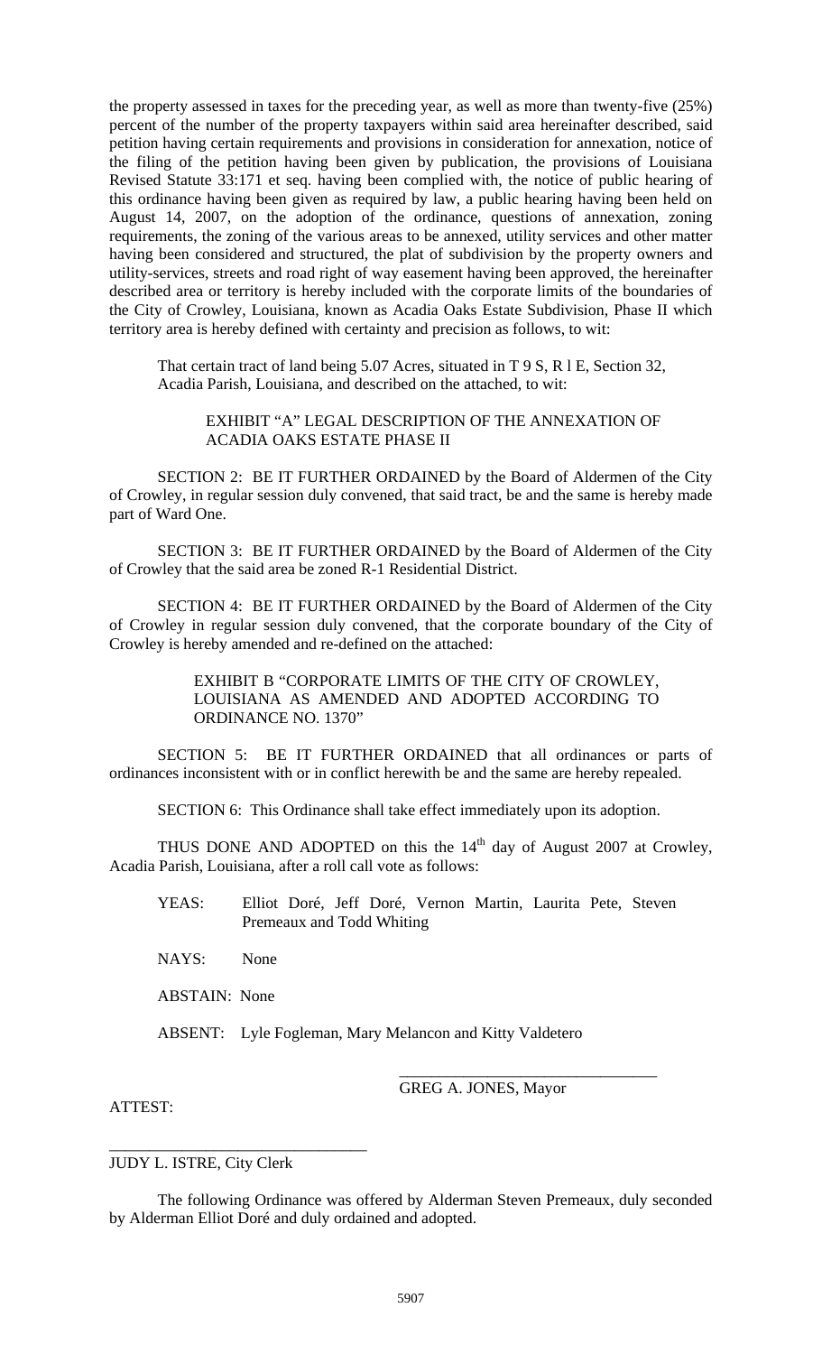the property assessed in taxes for the preceding year, as well as more than twenty-five (25%) percent of the number of the property taxpayers within said area hereinafter described, said petition having certain requirements and provisions in consideration for annexation, notice of the filing of the petition having been given by publication, the provisions of Louisiana Revised Statute 33:171 et seq. having been complied with, the notice of public hearing of this ordinance having been given as required by law, a public hearing having been held on August 14, 2007, on the adoption of the ordinance, questions of annexation, zoning requirements, the zoning of the various areas to be annexed, utility services and other matter having been considered and structured, the plat of subdivision by the property owners and utility-services, streets and road right of way easement having been approved, the hereinafter described area or territory is hereby included with the corporate limits of the boundaries of the City of Crowley, Louisiana, known as Acadia Oaks Estate Subdivision, Phase II which territory area is hereby defined with certainty and precision as follows, to wit:

That certain tract of land being 5.07 Acres, situated in T 9 S, R l E, Section 32, Acadia Parish, Louisiana, and described on the attached, to wit:

EXHIBIT "A" LEGAL DESCRIPTION OF THE ANNEXATION OF ACADIA OAKS ESTATE PHASE II

SECTION 2: BE IT FURTHER ORDAINED by the Board of Aldermen of the City of Crowley, in regular session duly convened, that said tract, be and the same is hereby made part of Ward One.

SECTION 3: BE IT FURTHER ORDAINED by the Board of Aldermen of the City of Crowley that the said area be zoned R-1 Residential District.

SECTION 4: BE IT FURTHER ORDAINED by the Board of Aldermen of the City of Crowley in regular session duly convened, that the corporate boundary of the City of Crowley is hereby amended and re-defined on the attached:

EXHIBIT B "CORPORATE LIMITS OF THE CITY OF CROWLEY, LOUISIANA AS AMENDED AND ADOPTED ACCORDING TO ORDINANCE NO. 1370"

SECTION 5: BE IT FURTHER ORDAINED that all ordinances or parts of ordinances inconsistent with or in conflict herewith be and the same are hereby repealed.

SECTION 6: This Ordinance shall take effect immediately upon its adoption.

THUS DONE AND ADOPTED on this the 14th day of August 2007 at Crowley, Acadia Parish, Louisiana, after a roll call vote as follows:

YEAS: Elliot Doré, Jeff Doré, Vernon Martin, Laurita Pete, Steven Premeaux and Todd Whiting

NAYS: None

ABSTAIN: None

ABSENT: Lyle Fogleman, Mary Melancon and Kitty Valdetero

\_\_\_\_\_\_\_\_\_\_\_\_\_\_\_\_\_\_\_\_\_\_\_\_\_\_\_\_\_\_\_\_
GREG A. JONES, Mayor

ATTEST:

\_\_\_\_\_\_\_\_\_\_\_\_\_\_\_\_\_\_\_\_\_\_\_\_\_\_\_\_\_\_\_\_
JUDY L. ISTRE, City Clerk

The following Ordinance was offered by Alderman Steven Premeaux, duly seconded by Alderman Elliot Doré and duly ordained and adopted.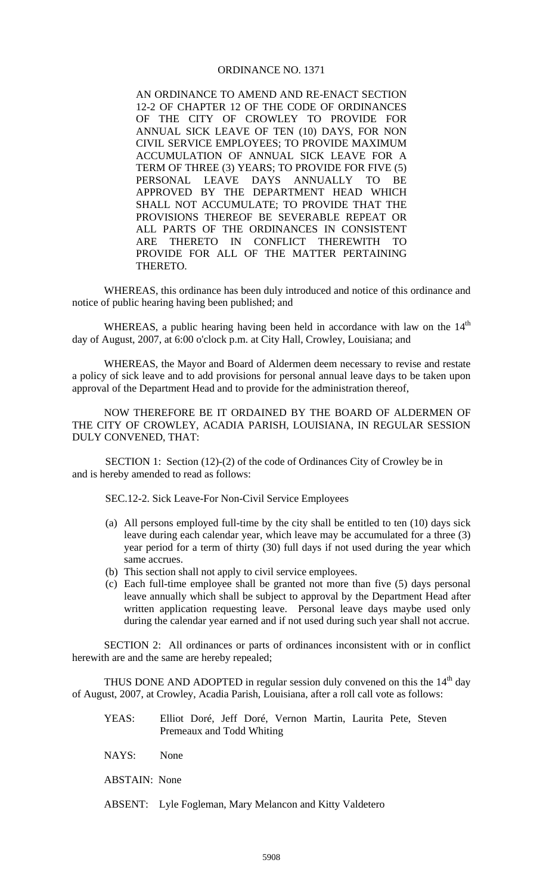# ORDINANCE NO. 1371

AN ORDINANCE TO AMEND AND RE-ENACT SECTION 12-2 OF CHAPTER 12 OF THE CODE OF ORDINANCES OF THE CITY OF CROWLEY TO PROVIDE FOR ANNUAL SICK LEAVE OF TEN (10) DAYS, FOR NON CIVIL SERVICE EMPLOYEES; TO PROVIDE MAXIMUM ACCUMULATION OF ANNUAL SICK LEAVE FOR A TERM OF THREE (3) YEARS; TO PROVIDE FOR FIVE (5) PERSONAL LEAVE DAYS ANNUALLY TO BE APPROVED BY THE DEPARTMENT HEAD WHICH SHALL NOT ACCUMULATE; TO PROVIDE THAT THE PROVISIONS THEREOF BE SEVERABLE REPEAT OR ALL PARTS OF THE ORDINANCES IN CONSISTENT ARE THERETO IN CONFLICT THEREWITH TO PROVIDE FOR ALL OF THE MATTER PERTAINING THERETO.

WHEREAS, this ordinance has been duly introduced and notice of this ordinance and notice of public hearing having been published; and

WHEREAS, a public hearing having been held in accordance with law on the 14th day of August, 2007, at 6:00 o'clock p.m. at City Hall, Crowley, Louisiana; and

WHEREAS, the Mayor and Board of Aldermen deem necessary to revise and restate a policy of sick leave and to add provisions for personal annual leave days to be taken upon approval of the Department Head and to provide for the administration thereof,

NOW THEREFORE BE IT ORDAINED BY THE BOARD OF ALDERMEN OF THE CITY OF CROWLEY, ACADIA PARISH, LOUISIANA, IN REGULAR SESSION DULY CONVENED, THAT:

SECTION 1: Section (12)-(2) of the code of Ordinances City of Crowley be in and is hereby amended to read as follows:

SEC.12-2. Sick Leave-For Non-Civil Service Employees

(a) All persons employed full-time by the city shall be entitled to ten (10) days sick leave during each calendar year, which leave may be accumulated for a three (3) year period for a term of thirty (30) full days if not used during the year which same accrues.
(b) This section shall not apply to civil service employees.
(c) Each full-time employee shall be granted not more than five (5) days personal leave annually which shall be subject to approval by the Department Head after written application requesting leave. Personal leave days maybe used only during the calendar year earned and if not used during such year shall not accrue.

SECTION 2: All ordinances or parts of ordinances inconsistent with or in conflict herewith are and the same are hereby repealed;

THUS DONE AND ADOPTED in regular session duly convened on this the 14th day of August, 2007, at Crowley, Acadia Parish, Louisiana, after a roll call vote as follows:

YEAS: Elliot Doré, Jeff Doré, Vernon Martin, Laurita Pete, Steven Premeaux and Todd Whiting

NAYS: None

ABSTAIN: None

ABSENT: Lyle Fogleman, Mary Melancon and Kitty Valdetero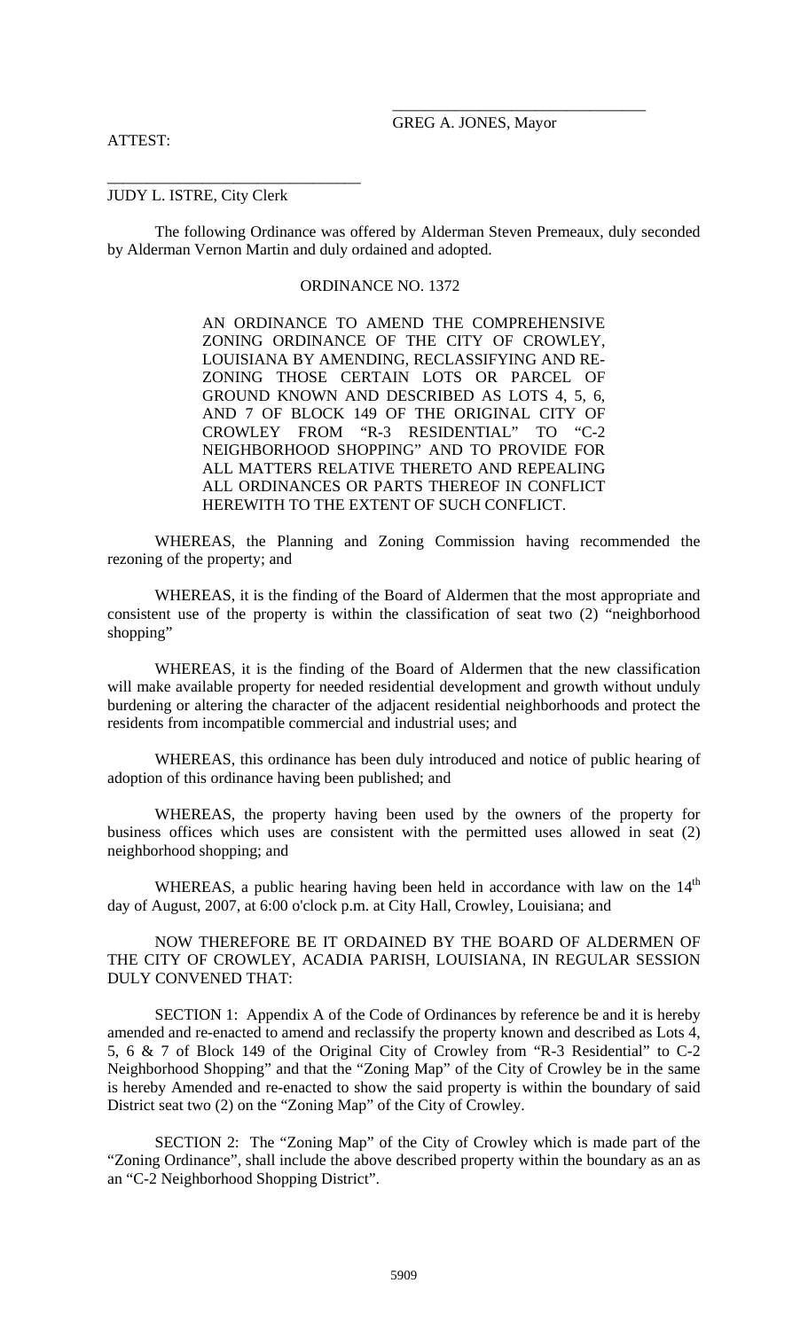\_\_\_\_\_\_\_\_\_\_\_\_\_\_\_\_\_\_\_\_\_\_\_\_\_\_\_\_\_\_\_\_
GREG A. JONES, Mayor

ATTEST:

\_\_\_\_\_\_\_\_\_\_\_\_\_\_\_\_\_\_\_\_\_\_\_\_\_\_\_\_\_\_\_\_
JUDY L. ISTRE, City Clerk

The following Ordinance was offered by Alderman Steven Premeaux, duly seconded by Alderman Vernon Martin and duly ordained and adopted.

ORDINANCE NO. 1372

AN ORDINANCE TO AMEND THE COMPREHENSIVE ZONING ORDINANCE OF THE CITY OF CROWLEY, LOUISIANA BY AMENDING, RECLASSIFYING AND RE-ZONING THOSE CERTAIN LOTS OR PARCEL OF GROUND KNOWN AND DESCRIBED AS LOTS 4, 5, 6, AND 7 OF BLOCK 149 OF THE ORIGINAL CITY OF CROWLEY FROM "R-3 RESIDENTIAL" TO "C-2 NEIGHBORHOOD SHOPPING" AND TO PROVIDE FOR ALL MATTERS RELATIVE THERETO AND REPEALING ALL ORDINANCES OR PARTS THEREOF IN CONFLICT HEREWITH TO THE EXTENT OF SUCH CONFLICT.

WHEREAS, the Planning and Zoning Commission having recommended the rezoning of the property; and

WHEREAS, it is the finding of the Board of Aldermen that the most appropriate and consistent use of the property is within the classification of seat two (2) "neighborhood shopping"

WHEREAS, it is the finding of the Board of Aldermen that the new classification will make available property for needed residential development and growth without unduly burdening or altering the character of the adjacent residential neighborhoods and protect the residents from incompatible commercial and industrial uses; and

WHEREAS, this ordinance has been duly introduced and notice of public hearing of adoption of this ordinance having been published; and

WHEREAS, the property having been used by the owners of the property for business offices which uses are consistent with the permitted uses allowed in seat (2) neighborhood shopping; and

WHEREAS, a public hearing having been held in accordance with law on the 14th day of August, 2007, at 6:00 o'clock p.m. at City Hall, Crowley, Louisiana; and

NOW THEREFORE BE IT ORDAINED BY THE BOARD OF ALDERMEN OF THE CITY OF CROWLEY, ACADIA PARISH, LOUISIANA, IN REGULAR SESSION DULY CONVENED THAT:

SECTION 1: Appendix A of the Code of Ordinances by reference be and it is hereby amended and re-enacted to amend and reclassify the property known and described as Lots 4, 5, 6 & 7 of Block 149 of the Original City of Crowley from "R-3 Residential" to C-2 Neighborhood Shopping" and that the "Zoning Map" of the City of Crowley be in the same is hereby Amended and re-enacted to show the said property is within the boundary of said District seat two (2) on the "Zoning Map" of the City of Crowley.

SECTION 2: The "Zoning Map" of the City of Crowley which is made part of the "Zoning Ordinance", shall include the above described property within the boundary as an as an "C-2 Neighborhood Shopping District".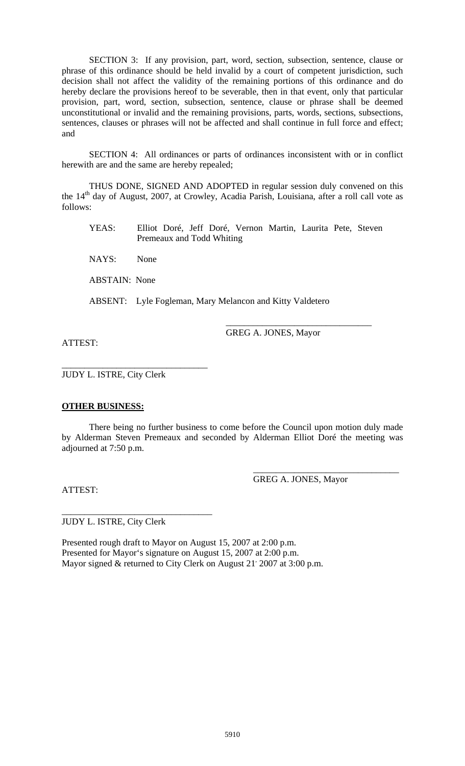SECTION 3: If any provision, part, word, section, subsection, sentence, clause or phrase of this ordinance should be held invalid by a court of competent jurisdiction, such decision shall not affect the validity of the remaining portions of this ordinance and do hereby declare the provisions hereof to be severable, then in that event, only that particular provision, part, word, section, subsection, sentence, clause or phrase shall be deemed unconstitutional or invalid and the remaining provisions, parts, words, sections, subsections, sentences, clauses or phrases will not be affected and shall continue in full force and effect; and

SECTION 4: All ordinances or parts of ordinances inconsistent with or in conflict herewith are and the same are hereby repealed;

THUS DONE, SIGNED AND ADOPTED in regular session duly convened on this the 14th day of August, 2007, at Crowley, Acadia Parish, Louisiana, after a roll call vote as follows:

YEAS: Elliot Doré, Jeff Doré, Vernon Martin, Laurita Pete, Steven Premeaux and Todd Whiting

NAYS: None

ABSTAIN: None

ABSENT: Lyle Fogleman, Mary Melancon and Kitty Valdetero

\_\_\_\_\_\_\_\_\_\_\_\_\_\_\_\_\_\_\_\_\_\_\_\_\_\_\_\_\_\_\_\_
GREG A. JONES, Mayor

ATTEST:

\_\_\_\_\_\_\_\_\_\_\_\_\_\_\_\_\_\_\_\_\_\_\_\_\_\_\_\_\_\_\_\_
JUDY L. ISTRE, City Clerk

**OTHER BUSINESS:**

There being no further business to come before the Council upon motion duly made by Alderman Steven Premeaux and seconded by Alderman Elliot Doré the meeting was adjourned at 7:50 p.m.

\_\_\_\_\_\_\_\_\_\_\_\_\_\_\_\_\_\_\_\_\_\_\_\_\_\_\_\_\_\_\_\_
GREG A. JONES, Mayor

ATTEST:

\_\_\_\_\_\_\_\_\_\_\_\_\_\_\_\_\_\_\_\_\_\_\_\_\_\_\_\_\_\_\_\_
JUDY L. ISTRE, City Clerk

Presented rough draft to Mayor on August 15, 2007 at 2:00 p.m.
Presented for Mayor's signature on August 15, 2007 at 2:00 p.m.
Mayor signed & returned to City Clerk on August 21' 2007 at 3:00 p.m.